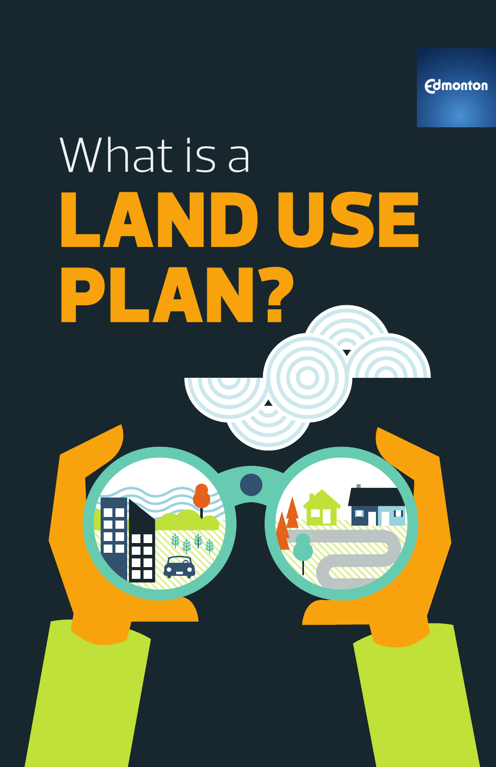Edmonton

# What is a LAND USE PLAN?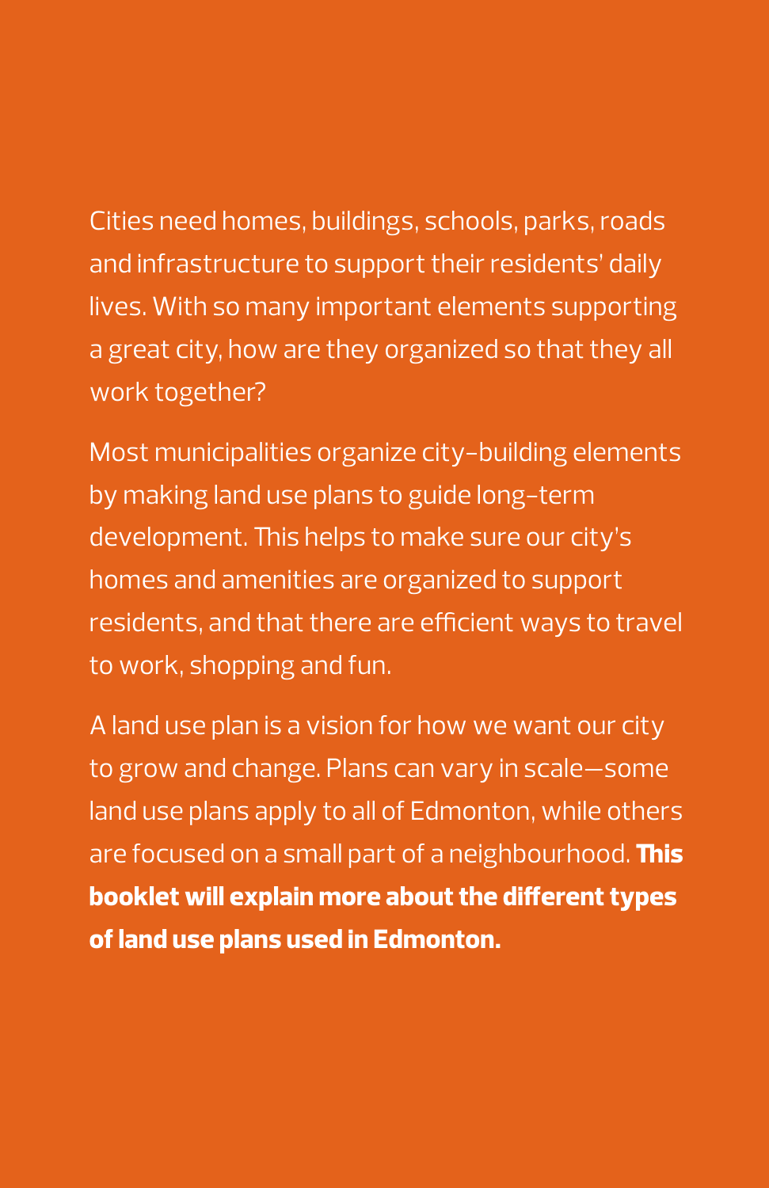Cities need homes, buildings, schools, parks, roads and infrastructure to support their residents' daily lives. With so many important elements supporting a great city, how are they organized so that they all work together?

Most municipalities organize city-building elements by making land use plans to guide long-term development. This helps to make sure our city's homes and amenities are organized to support residents, and that there are efficient ways to travel to work, shopping and fun.

A land use plan is a vision for how we want our city to grow and change. Plans can vary in scale—some land use plans apply to all of Edmonton, while others are focused on a small part of a neighbourhood. **This booklet will explain more about the different types of land use plans used in Edmonton.**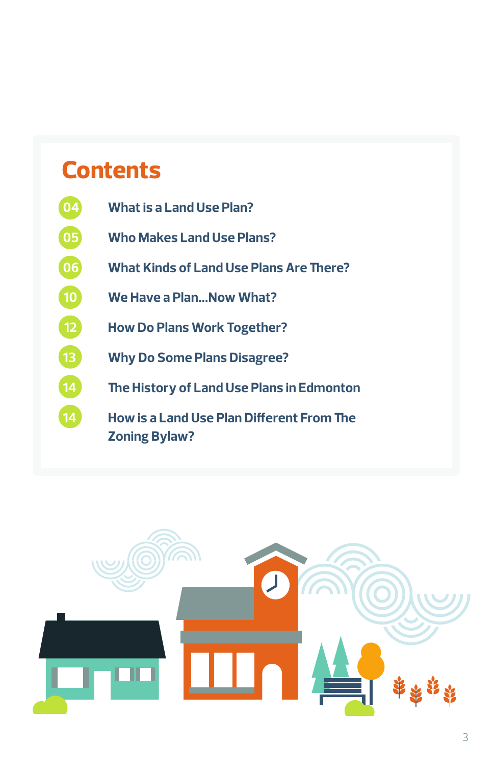# Contents

- 04 What is a Land Use Plan?
- 05 Who Makes Land Use Plans?
- 06 What Kinds of Land Use Plans Are There?
- 10 We Have a Plan...Now What?
- 12 How Do Plans Work Together?
- 13 Why Do Some Plans Disagree?
- 14 The History of Land Use Plans in Edmonton
- 14 How is a Land Use Plan Different From The Zoning Bylaw?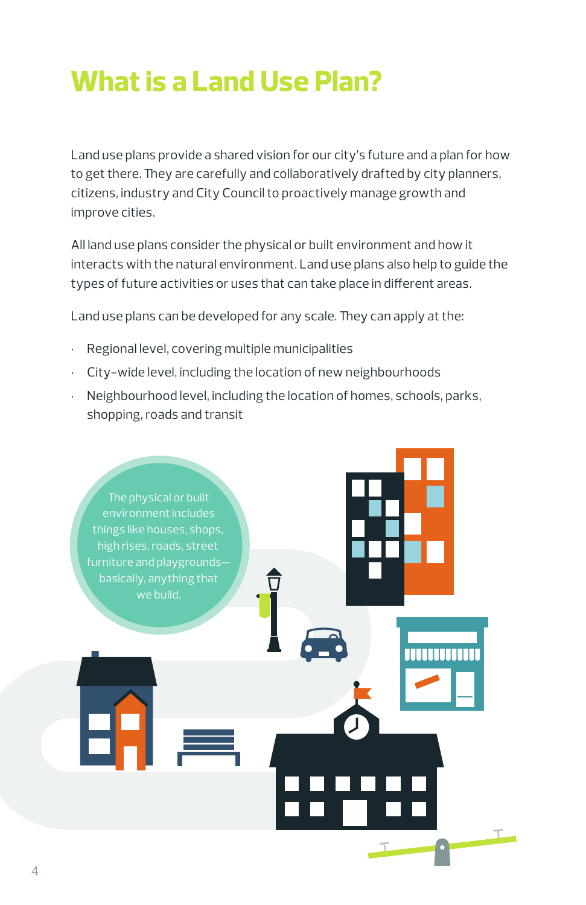# What is a Land Use Plan?

Land use plans provide a shared vision for our city's future and a plan for how to get there. They are carefully and collaboratively drafted by city planners, citizens, industry and City Council to proactively manage growth and improve cities.

All land use plans consider the physical or built environment and how it interacts with the natural environment. Land use plans also help to guide the types of future activities or uses that can take place in different areas.

Land use plans can be developed for any scale. They can apply at the:

- Regional level, covering multiple municipalities
- City-wide level, including the location of new neighbourhoods
- Neighbourhood level, including the location of homes, schools, parks, shopping, roads and transit

The physical or built environment includes things like houses, shops, high rises, roads, street furniture and playgrounds—basically, anything that we build.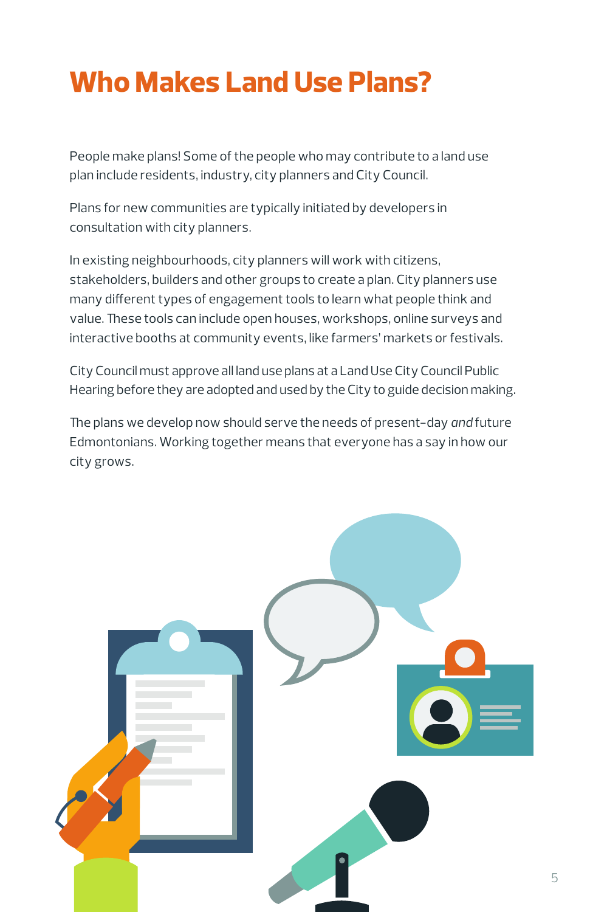# Who Makes Land Use Plans?

People make plans! Some of the people who may contribute to a land use plan include residents, industry, city planners and City Council.

Plans for new communities are typically initiated by developers in consultation with city planners.

In existing neighbourhoods, city planners will work with citizens, stakeholders, builders and other groups to create a plan. City planners use many different types of engagement tools to learn what people think and value. These tools can include open houses, workshops, online surveys and interactive booths at community events, like farmers' markets or festivals.

City Council must approve all land use plans at a Land Use City Council Public Hearing before they are adopted and used by the City to guide decision making.

The plans we develop now should serve the needs of present-day *and* future Edmontonians. Working together means that everyone has a say in how our city grows.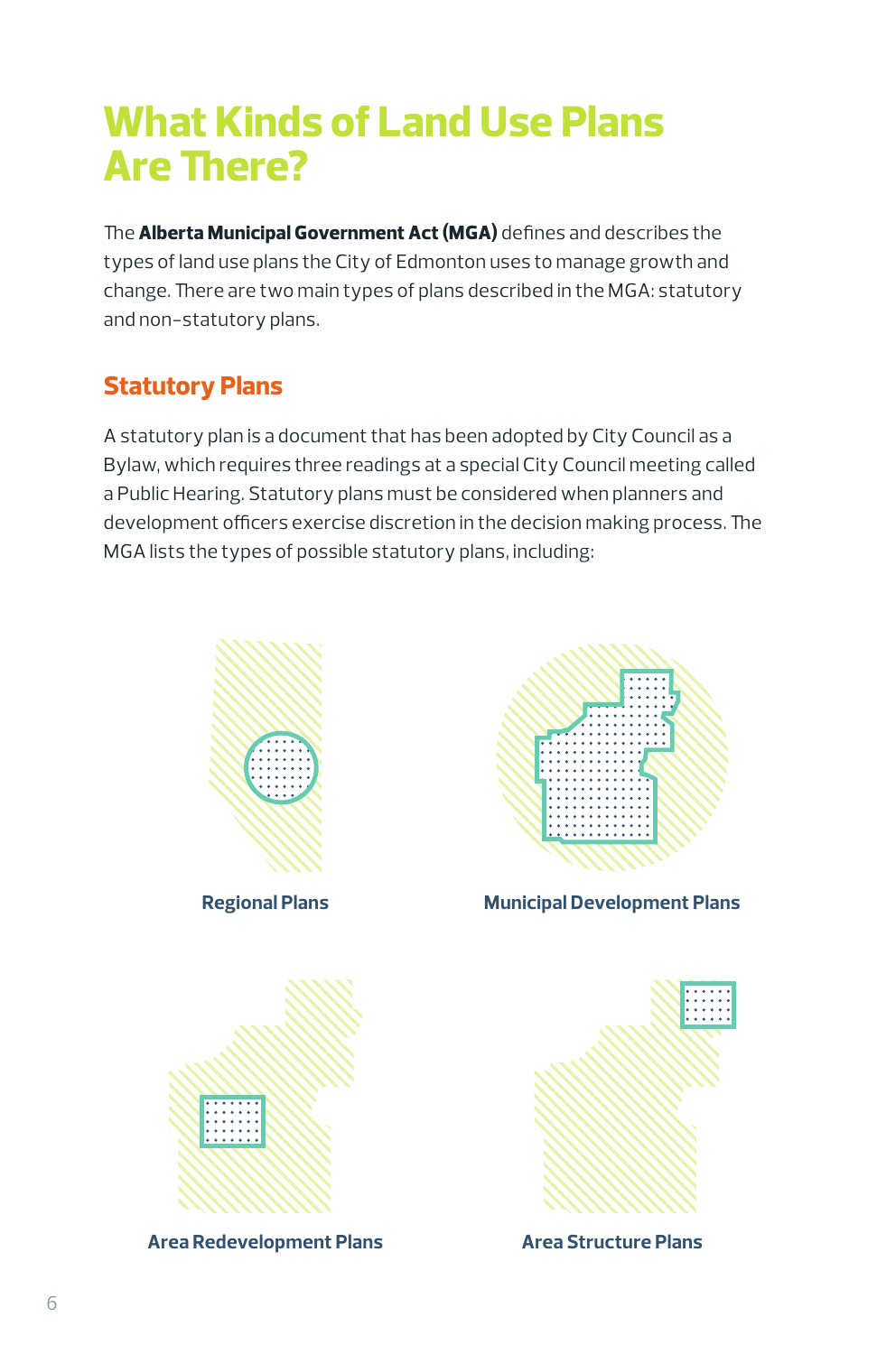# What Kinds of Land Use Plans Are There?

The **Alberta Municipal Government Act (MGA)** defines and describes the types of land use plans the City of Edmonton uses to manage growth and change. There are two main types of plans described in the MGA: statutory and non-statutory plans.

## Statutory Plans

A statutory plan is a document that has been adopted by City Council as a Bylaw, which requires three readings at a special City Council meeting called a Public Hearing. Statutory plans must be considered when planners and development officers exercise discretion in the decision making process. The MGA lists the types of possible statutory plans, including:

**Regional Plans**

**Municipal Development Plans**

**Area Redevelopment Plans**

**Area Structure Plans**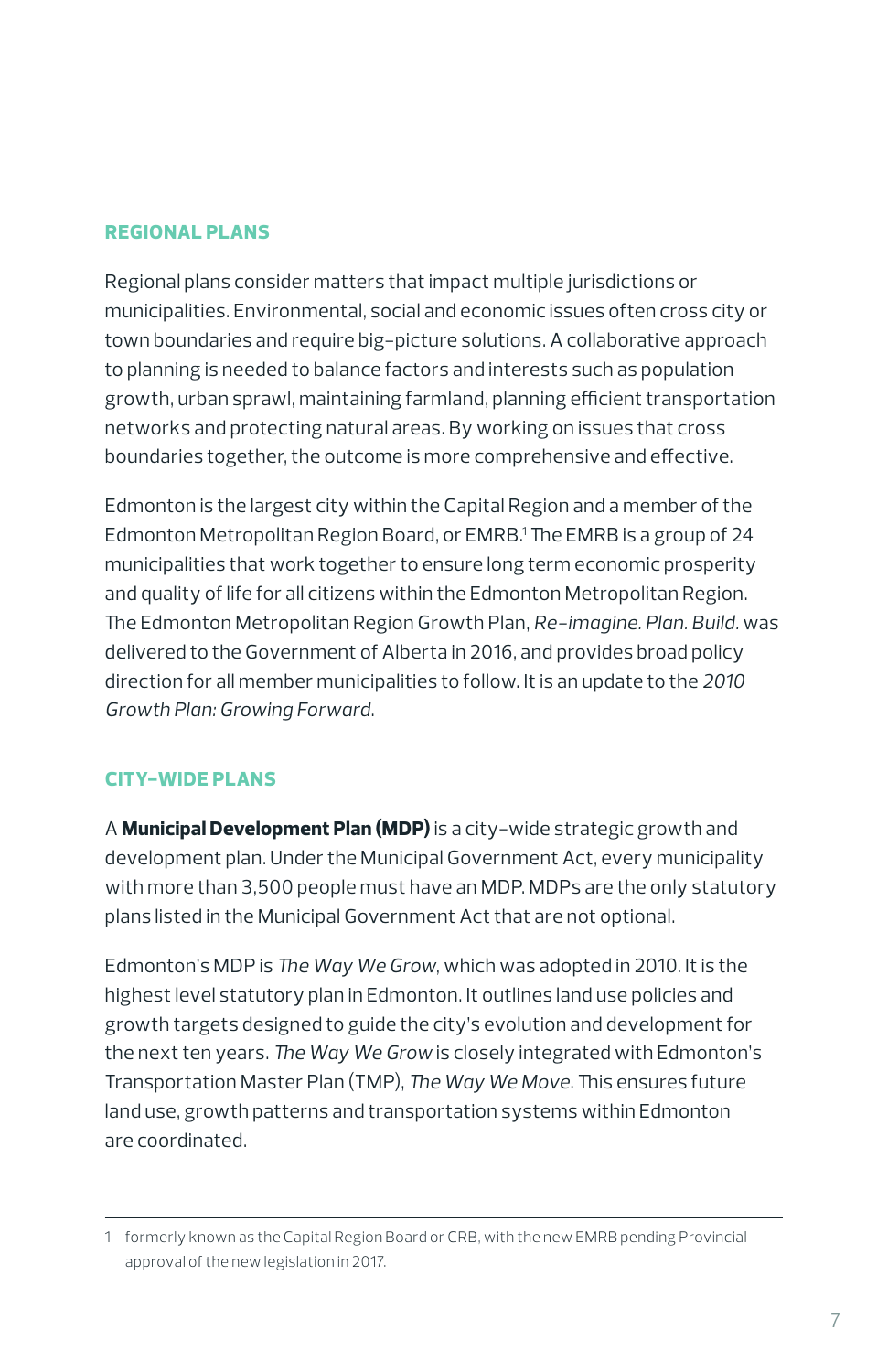## REGIONAL PLANS

Regional plans consider matters that impact multiple jurisdictions or municipalities. Environmental, social and economic issues often cross city or town boundaries and require big-picture solutions. A collaborative approach to planning is needed to balance factors and interests such as population growth, urban sprawl, maintaining farmland, planning efficient transportation networks and protecting natural areas. By working on issues that cross boundaries together, the outcome is more comprehensive and effective.

Edmonton is the largest city within the Capital Region and a member of the Edmonton Metropolitan Region Board, or EMRB.[1] The EMRB is a group of 24 municipalities that work together to ensure long term economic prosperity and quality of life for all citizens within the Edmonton Metropolitan Region. The Edmonton Metropolitan Region Growth Plan, *Re-imagine. Plan. Build.* was delivered to the Government of Alberta in 2016, and provides broad policy direction for all member municipalities to follow. It is an update to the *2010 Growth Plan: Growing Forward*.

## CITY-WIDE PLANS

A **Municipal Development Plan (MDP)** is a city-wide strategic growth and development plan. Under the Municipal Government Act, every municipality with more than 3,500 people must have an MDP. MDPs are the only statutory plans listed in the Municipal Government Act that are not optional.

Edmonton's MDP is *The Way We Grow*, which was adopted in 2010. It is the highest level statutory plan in Edmonton. It outlines land use policies and growth targets designed to guide the city's evolution and development for the next ten years. *The Way We Grow* is closely integrated with Edmonton's Transportation Master Plan (TMP), *The Way We Move*. This ensures future land use, growth patterns and transportation systems within Edmonton are coordinated.

---

1 formerly known as the Capital Region Board or CRB, with the new EMRB pending Provincial approval of the new legislation in 2017.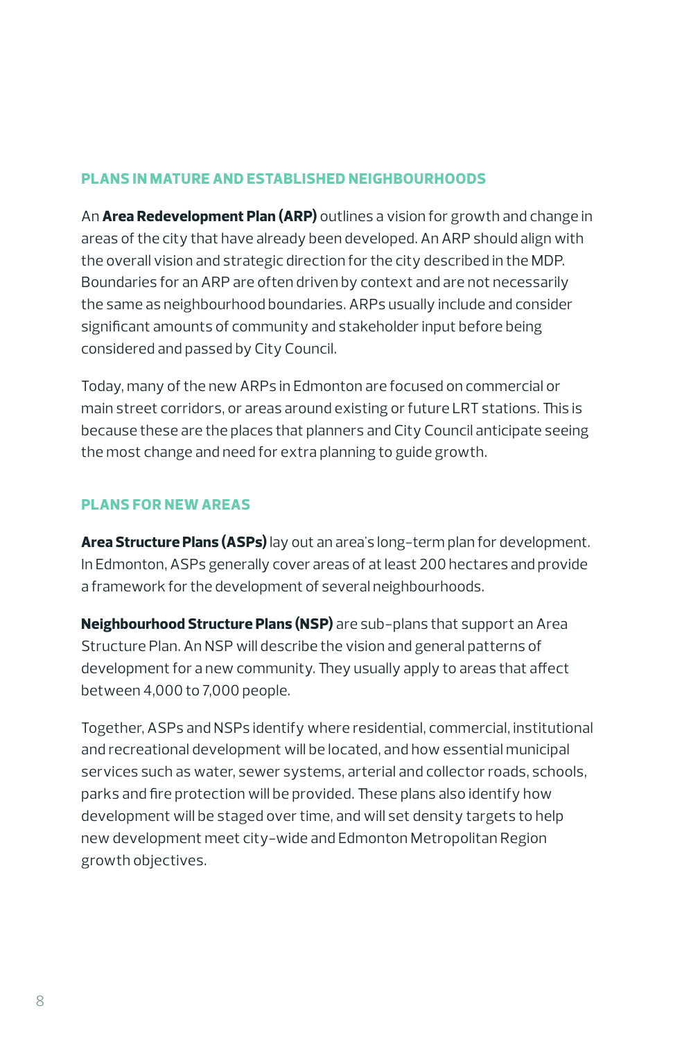## PLANS IN MATURE AND ESTABLISHED NEIGHBOURHOODS

An **Area Redevelopment Plan (ARP)** outlines a vision for growth and change in areas of the city that have already been developed. An ARP should align with the overall vision and strategic direction for the city described in the MDP. Boundaries for an ARP are often driven by context and are not necessarily the same as neighbourhood boundaries. ARPs usually include and consider significant amounts of community and stakeholder input before being considered and passed by City Council.

Today, many of the new ARPs in Edmonton are focused on commercial or main street corridors, or areas around existing or future LRT stations. This is because these are the places that planners and City Council anticipate seeing the most change and need for extra planning to guide growth.

## PLANS FOR NEW AREAS

**Area Structure Plans (ASPs)** lay out an area's long-term plan for development. In Edmonton, ASPs generally cover areas of at least 200 hectares and provide a framework for the development of several neighbourhoods.

**Neighbourhood Structure Plans (NSP)** are sub-plans that support an Area Structure Plan. An NSP will describe the vision and general patterns of development for a new community. They usually apply to areas that affect between 4,000 to 7,000 people.

Together, ASPs and NSPs identify where residential, commercial, institutional and recreational development will be located, and how essential municipal services such as water, sewer systems, arterial and collector roads, schools, parks and fire protection will be provided. These plans also identify how development will be staged over time, and will set density targets to help new development meet city-wide and Edmonton Metropolitan Region growth objectives.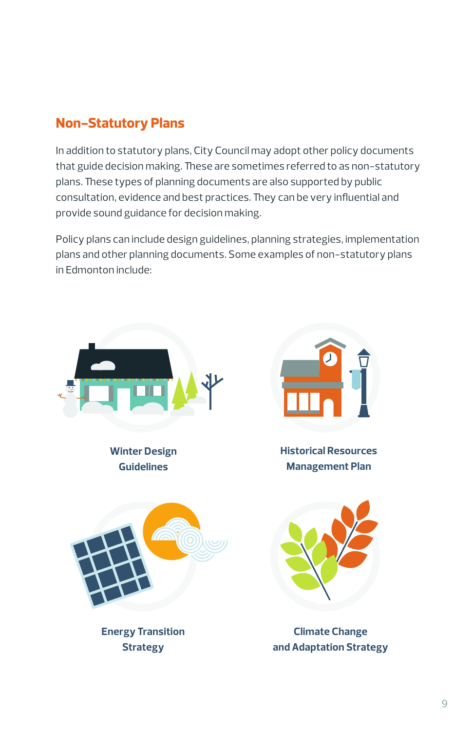## Non-Statutory Plans

In addition to statutory plans, City Council may adopt other policy documents that guide decision making. These are sometimes referred to as non-statutory plans. These types of planning documents are also supported by public consultation, evidence and best practices. They can be very influential and provide sound guidance for decision making.

Policy plans can include design guidelines, planning strategies, implementation plans and other planning documents. Some examples of non-statutory plans in Edmonton include:

**Winter Design Guidelines**

**Historical Resources Management Plan**

**Energy Transition Strategy**

**Climate Change and Adaptation Strategy**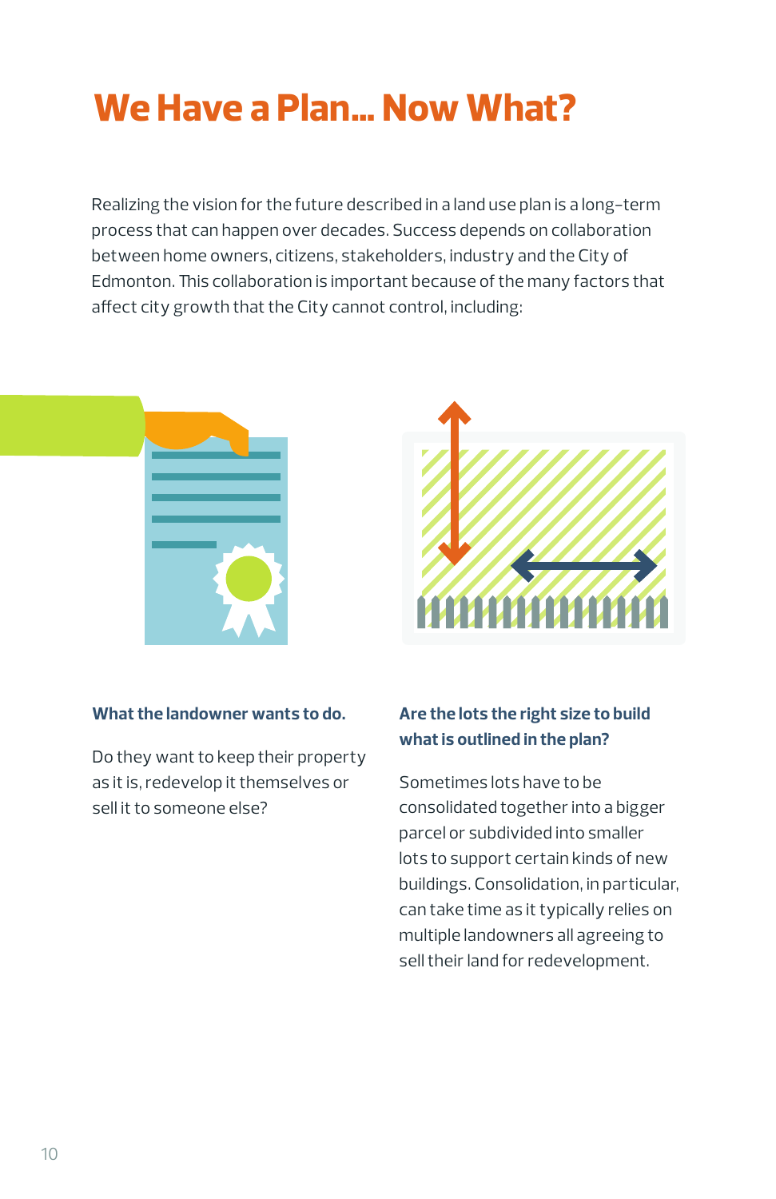# We Have a Plan... Now What?

Realizing the vision for the future described in a land use plan is a long-term process that can happen over decades. Success depends on collaboration between home owners, citizens, stakeholders, industry and the City of Edmonton. This collaboration is important because of the many factors that affect city growth that the City cannot control, including:

### What the landowner wants to do.

Do they want to keep their property as it is, redevelop it themselves or sell it to someone else?

### Are the lots the right size to build what is outlined in the plan?

Sometimes lots have to be consolidated together into a bigger parcel or subdivided into smaller lots to support certain kinds of new buildings. Consolidation, in particular, can take time as it typically relies on multiple landowners all agreeing to sell their land for redevelopment.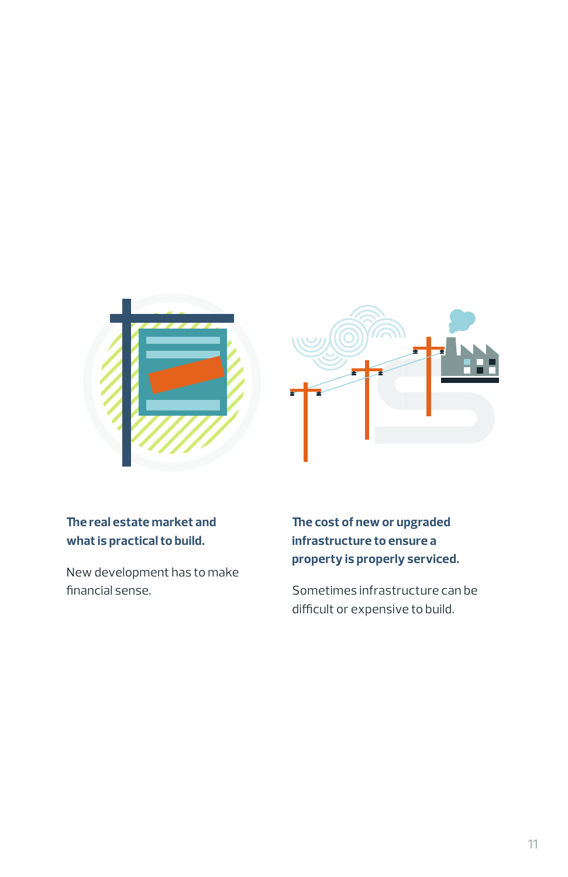**The real estate market and what is practical to build.**

New development has to make financial sense.

**The cost of new or upgraded infrastructure to ensure a property is properly serviced.**

Sometimes infrastructure can be difficult or expensive to build.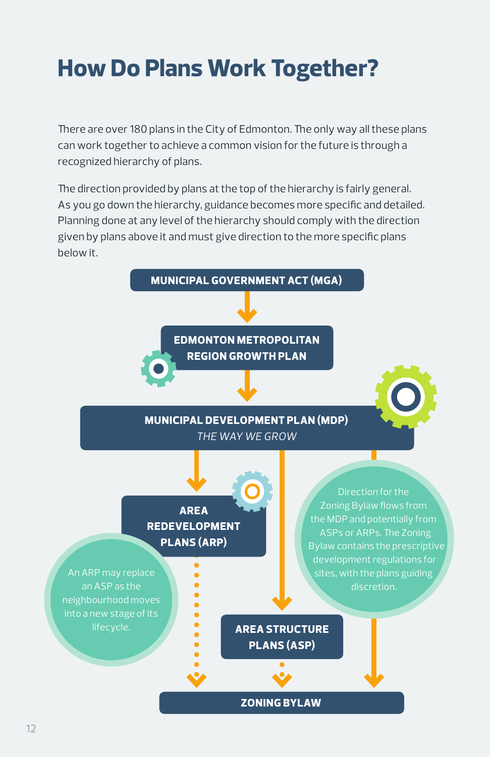# How Do Plans Work Together?

There are over 180 plans in the City of Edmonton. The only way all these plans can work together to achieve a common vision for the future is through a recognized hierarchy of plans.

The direction provided by plans at the top of the hierarchy is fairly general. As you go down the hierarchy, guidance becomes more specific and detailed. Planning done at any level of the hierarchy should comply with the direction given by plans above it and must give direction to the more specific plans below it.

**MUNICIPAL GOVERNMENT ACT (MGA)**

**EDMONTON METROPOLITAN REGION GROWTH PLAN**

**MUNICIPAL DEVELOPMENT PLAN (MDP)**
*THE WAY WE GROW*

**AREA REDEVELOPMENT PLANS (ARP)**

An ARP may replace an ASP as the neighbourhood moves into a new stage of its lifecycle.

**AREA STRUCTURE PLANS (ASP)**

Direction for the Zoning Bylaw flows from the MDP and potentially from ASPs or ARPs. The Zoning Bylaw contains the prescriptive development regulations for sites, with the plans guiding discretion.

**ZONING BYLAW**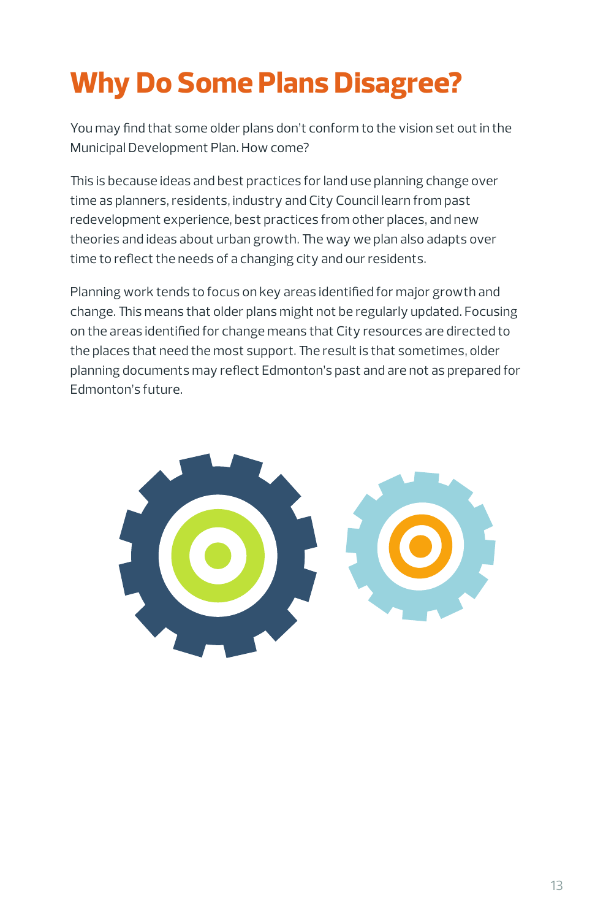# Why Do Some Plans Disagree?

You may find that some older plans don't conform to the vision set out in the Municipal Development Plan. How come?

This is because ideas and best practices for land use planning change over time as planners, residents, industry and City Council learn from past redevelopment experience, best practices from other places, and new theories and ideas about urban growth. The way we plan also adapts over time to reflect the needs of a changing city and our residents.

Planning work tends to focus on key areas identified for major growth and change. This means that older plans might not be regularly updated. Focusing on the areas identified for change means that City resources are directed to the places that need the most support. The result is that sometimes, older planning documents may reflect Edmonton's past and are not as prepared for Edmonton's future.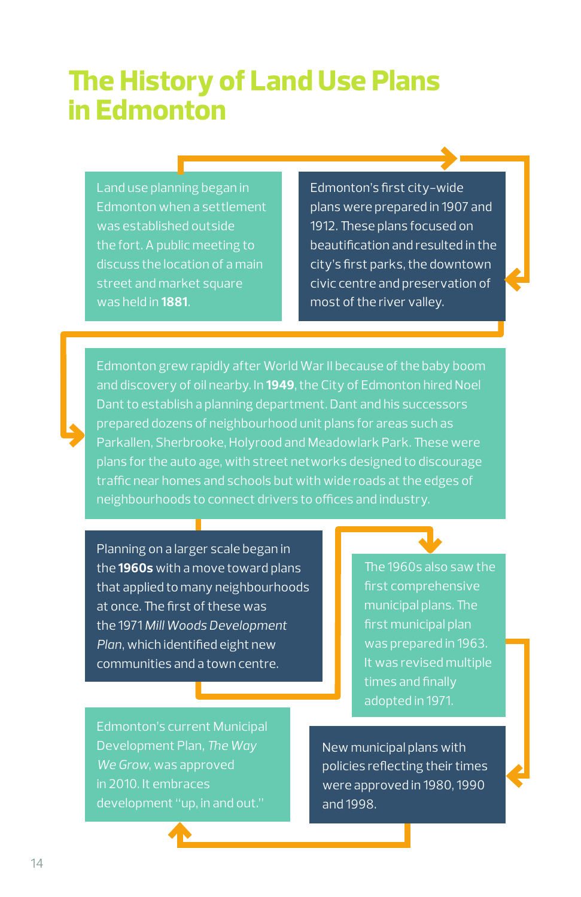# The History of Land Use Plans in Edmonton

Land use planning began in Edmonton when a settlement was established outside the fort. A public meeting to discuss the location of a main street and market square was held in **1881**.

Edmonton's first city-wide plans were prepared in 1907 and 1912. These plans focused on beautification and resulted in the city's first parks, the downtown civic centre and preservation of most of the river valley.

Edmonton grew rapidly after World War II because of the baby boom and discovery of oil nearby. In **1949**, the City of Edmonton hired Noel Dant to establish a planning department. Dant and his successors prepared dozens of neighbourhood unit plans for areas such as Parkallen, Sherbrooke, Holyrood and Meadowlark Park. These were plans for the auto age, with street networks designed to discourage traffic near homes and schools but with wide roads at the edges of neighbourhoods to connect drivers to offices and industry.

Planning on a larger scale began in the **1960s** with a move toward plans that applied to many neighbourhoods at once. The first of these was the 1971 *Mill Woods Development Plan*, which identified eight new communities and a town centre.

The 1960s also saw the first comprehensive municipal plans. The first municipal plan was prepared in 1963. It was revised multiple times and finally adopted in 1971.

New municipal plans with policies reflecting their times were approved in 1980, 1990 and 1998.

Edmonton's current Municipal Development Plan, *The Way We Grow*, was approved in 2010. It embraces development "up, in and out."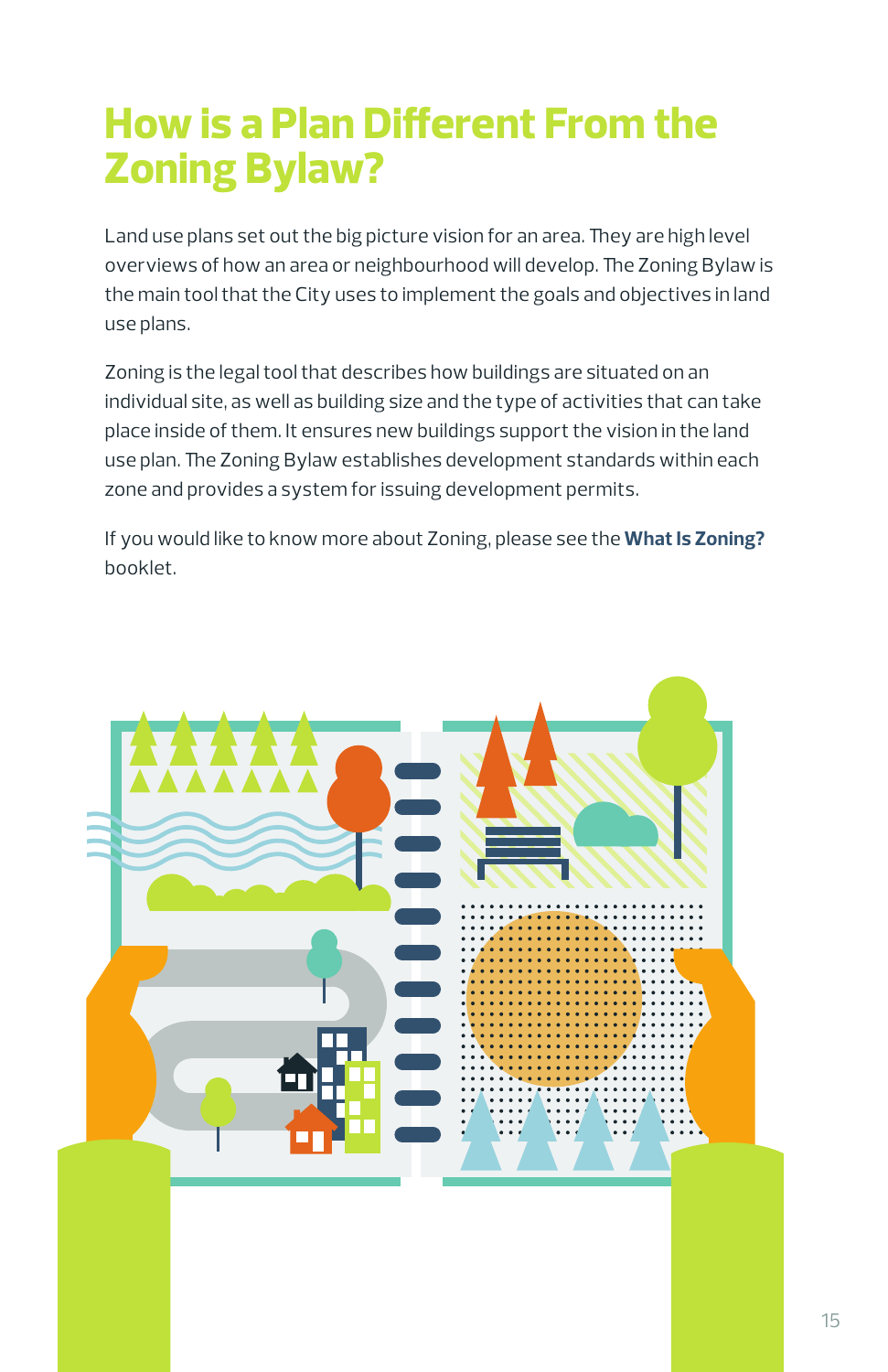# How is a Plan Different From the Zoning Bylaw?

Land use plans set out the big picture vision for an area. They are high level overviews of how an area or neighbourhood will develop. The Zoning Bylaw is the main tool that the City uses to implement the goals and objectives in land use plans.

Zoning is the legal tool that describes how buildings are situated on an individual site, as well as building size and the type of activities that can take place inside of them. It ensures new buildings support the vision in the land use plan. The Zoning Bylaw establishes development standards within each zone and provides a system for issuing development permits.

If you would like to know more about Zoning, please see the **What Is Zoning?** booklet.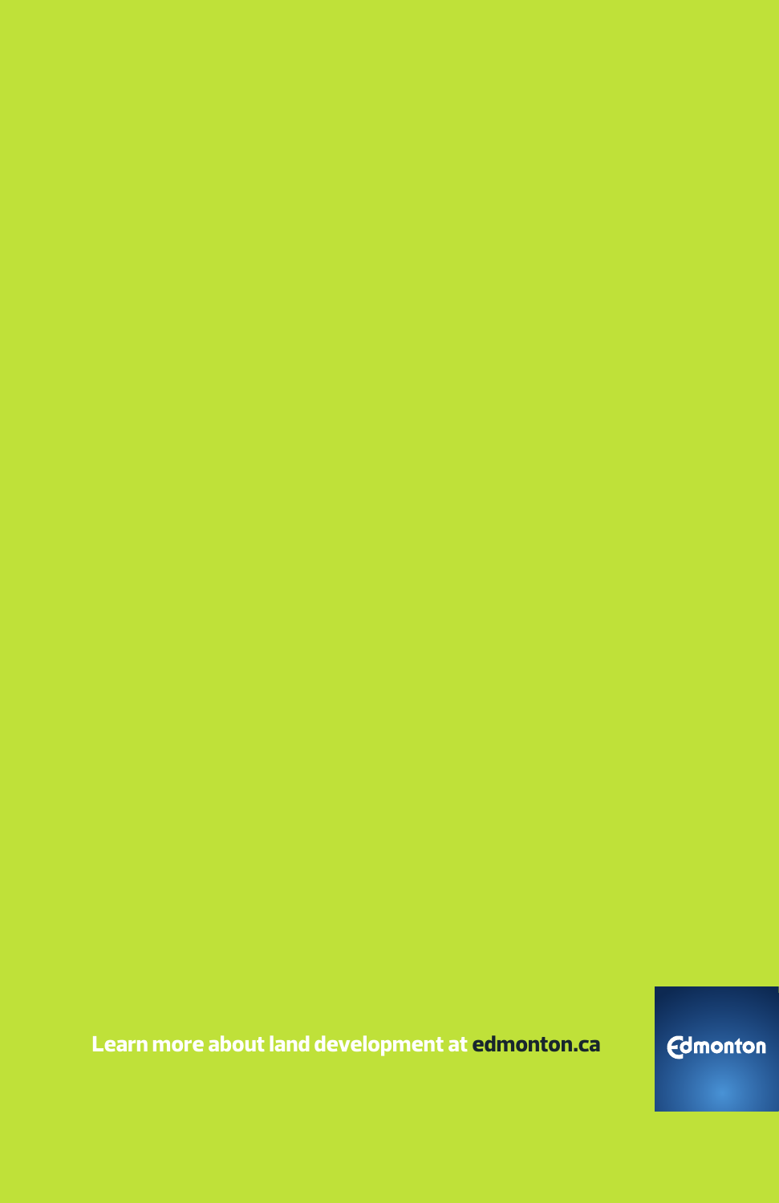**Learn more about land development at edmonton.ca**

Edmonton